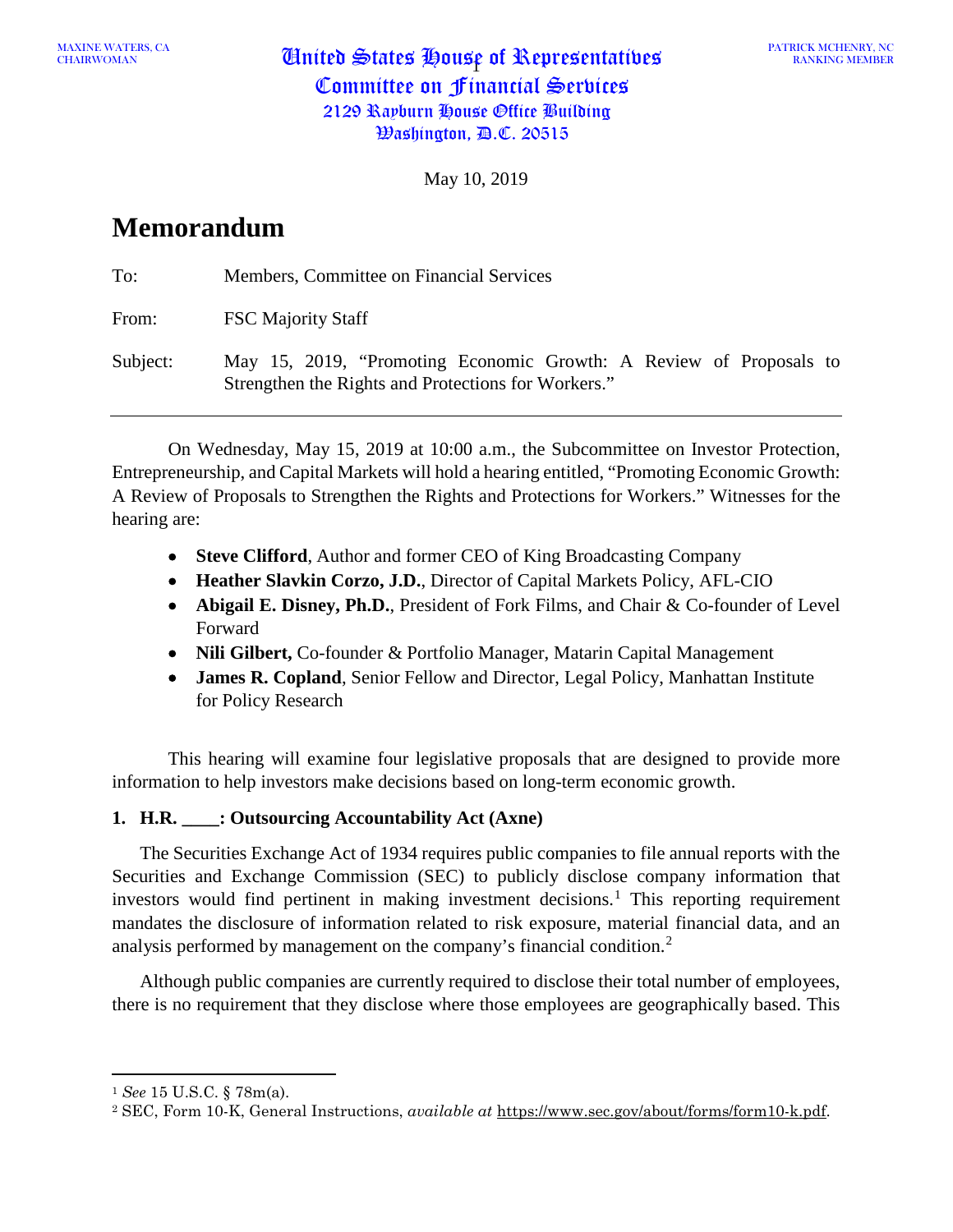MAXINE WATERS, CA
CHAIRWOMAN

**United States House of Representatives**
**Committee on Financial Services**
**2129 Rayburn House Office Building**
**Washington, D.C. 20515**

PATRICK MCHENRY, NC
RANKING MEMBER

May 10, 2019

# Memorandum

To: Members, Committee on Financial Services

From: FSC Majority Staff

Subject: May 15, 2019, "Promoting Economic Growth: A Review of Proposals to Strengthen the Rights and Protections for Workers."

---

On Wednesday, May 15, 2019 at 10:00 a.m., the Subcommittee on Investor Protection, Entrepreneurship, and Capital Markets will hold a hearing entitled, "Promoting Economic Growth: A Review of Proposals to Strengthen the Rights and Protections for Workers." Witnesses for the hearing are:

- **Steve Clifford**, Author and former CEO of King Broadcasting Company
- **Heather Slavkin Corzo, J.D.**, Director of Capital Markets Policy, AFL-CIO
- **Abigail E. Disney, Ph.D.**, President of Fork Films, and Chair & Co-founder of Level Forward
- **Nili Gilbert,** Co-founder & Portfolio Manager, Matarin Capital Management
- **James R. Copland**, Senior Fellow and Director, Legal Policy, Manhattan Institute for Policy Research

This hearing will examine four legislative proposals that are designed to provide more information to help investors make decisions based on long-term economic growth.

### 1. H.R. ____: Outsourcing Accountability Act (Axne)

The Securities Exchange Act of 1934 requires public companies to file annual reports with the Securities and Exchange Commission (SEC) to publicly disclose company information that investors would find pertinent in making investment decisions.[1] This reporting requirement mandates the disclosure of information related to risk exposure, material financial data, and an analysis performed by management on the company's financial condition.[2]

Although public companies are currently required to disclose their total number of employees, there is no requirement that they disclose where those employees are geographically based. This

---

[1] *See* 15 U.S.C. § 78m(a).

[2] SEC, Form 10-K, General Instructions, *available at* https://www.sec.gov/about/forms/form10-k.pdf.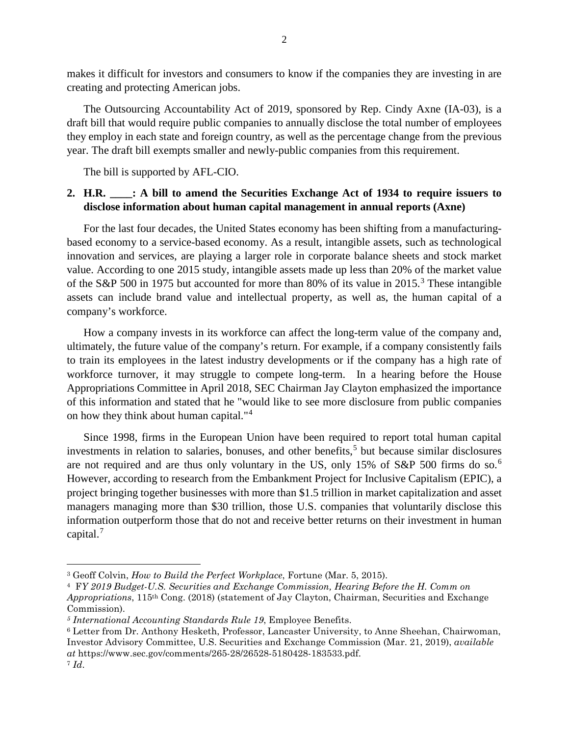makes it difficult for investors and consumers to know if the companies they are investing in are creating and protecting American jobs.

The Outsourcing Accountability Act of 2019, sponsored by Rep. Cindy Axne (IA-03), is a draft bill that would require public companies to annually disclose the total number of employees they employ in each state and foreign country, as well as the percentage change from the previous year. The draft bill exempts smaller and newly-public companies from this requirement.

The bill is supported by AFL-CIO.

**2. H.R. ____: A bill to amend the Securities Exchange Act of 1934 to require issuers to disclose information about human capital management in annual reports (Axne)**

For the last four decades, the United States economy has been shifting from a manufacturing-based economy to a service-based economy. As a result, intangible assets, such as technological innovation and services, are playing a larger role in corporate balance sheets and stock market value. According to one 2015 study, intangible assets made up less than 20% of the market value of the S&P 500 in 1975 but accounted for more than 80% of its value in 2015.[3] These intangible assets can include brand value and intellectual property, as well as, the human capital of a company's workforce.

How a company invests in its workforce can affect the long-term value of the company and, ultimately, the future value of the company's return. For example, if a company consistently fails to train its employees in the latest industry developments or if the company has a high rate of workforce turnover, it may struggle to compete long-term. In a hearing before the House Appropriations Committee in April 2018, SEC Chairman Jay Clayton emphasized the importance of this information and stated that he "would like to see more disclosure from public companies on how they think about human capital."[4]

Since 1998, firms in the European Union have been required to report total human capital investments in relation to salaries, bonuses, and other benefits,[5] but because similar disclosures are not required and are thus only voluntary in the US, only 15% of S&P 500 firms do so.[6] However, according to research from the Embankment Project for Inclusive Capitalism (EPIC), a project bringing together businesses with more than $1.5 trillion in market capitalization and asset managers managing more than $30 trillion, those U.S. companies that voluntarily disclose this information outperform those that do not and receive better returns on their investment in human capital.[7]

---

[3] Geoff Colvin, *How to Build the Perfect Workplace*, Fortune (Mar. 5, 2015).

[4] F*Y 2019 Budget-U.S. Securities and Exchange Commission, Hearing Before the H. Comm on Appropriations*, 115th Cong. (2018) (statement of Jay Clayton, Chairman, Securities and Exchange Commission).

[5] *International Accounting Standards Rule 19*, Employee Benefits.

[6] Letter from Dr. Anthony Hesketh, Professor, Lancaster University, to Anne Sheehan, Chairwoman, Investor Advisory Committee, U.S. Securities and Exchange Commission (Mar. 21, 2019), *available at* https://www.sec.gov/comments/265-28/26528-5180428-183533.pdf.

[7] *Id*.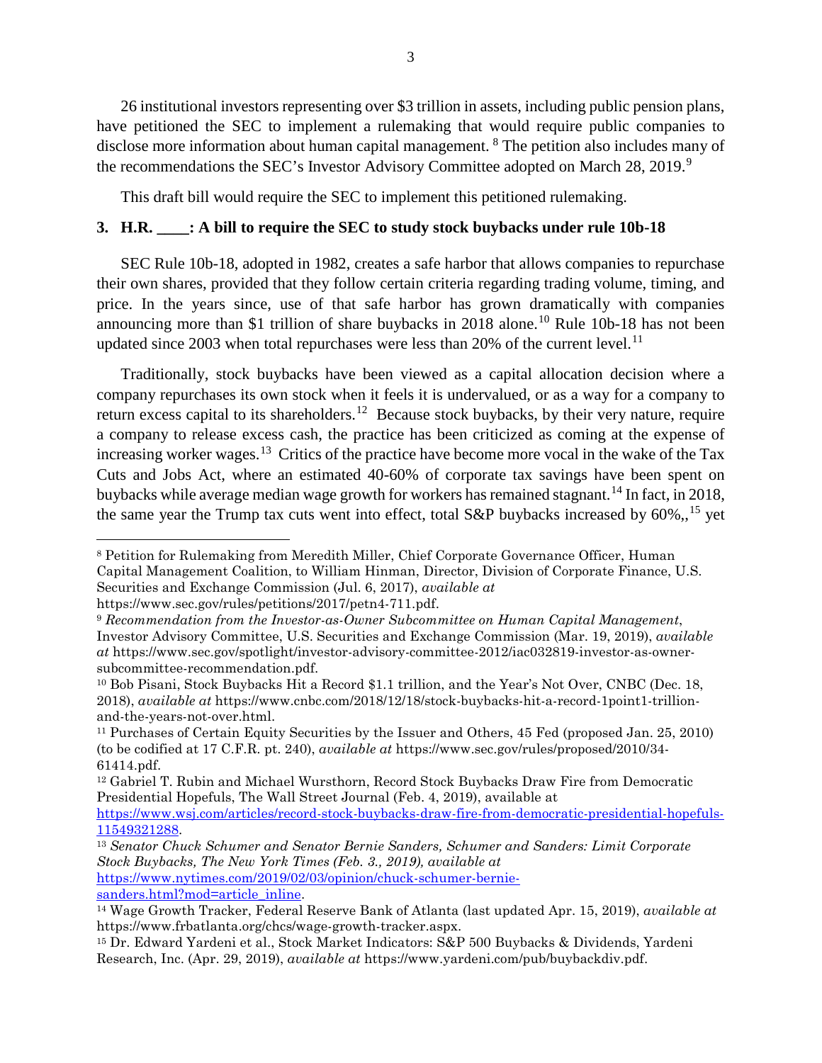26 institutional investors representing over $3 trillion in assets, including public pension plans, have petitioned the SEC to implement a rulemaking that would require public companies to disclose more information about human capital management. [8] The petition also includes many of the recommendations the SEC's Investor Advisory Committee adopted on March 28, 2019.[9]

This draft bill would require the SEC to implement this petitioned rulemaking.

### 3. H.R. ____: A bill to require the SEC to study stock buybacks under rule 10b-18

SEC Rule 10b-18, adopted in 1982, creates a safe harbor that allows companies to repurchase their own shares, provided that they follow certain criteria regarding trading volume, timing, and price. In the years since, use of that safe harbor has grown dramatically with companies announcing more than $1 trillion of share buybacks in 2018 alone.[10] Rule 10b-18 has not been updated since 2003 when total repurchases were less than 20% of the current level.[11]

Traditionally, stock buybacks have been viewed as a capital allocation decision where a company repurchases its own stock when it feels it is undervalued, or as a way for a company to return excess capital to its shareholders.[12] Because stock buybacks, by their very nature, require a company to release excess cash, the practice has been criticized as coming at the expense of increasing worker wages.[13] Critics of the practice have become more vocal in the wake of the Tax Cuts and Jobs Act, where an estimated 40-60% of corporate tax savings have been spent on buybacks while average median wage growth for workers has remained stagnant.[14] In fact, in 2018, the same year the Trump tax cuts went into effect, total S&P buybacks increased by 60%,,[15] yet

---

[8] Petition for Rulemaking from Meredith Miller, Chief Corporate Governance Officer, Human Capital Management Coalition, to William Hinman, Director, Division of Corporate Finance, U.S. Securities and Exchange Commission (Jul. 6, 2017), *available at* https://www.sec.gov/rules/petitions/2017/petn4-711.pdf.

[9] *Recommendation from the Investor-as-Owner Subcommittee on Human Capital Management*, Investor Advisory Committee, U.S. Securities and Exchange Commission (Mar. 19, 2019), *available at* https://www.sec.gov/spotlight/investor-advisory-committee-2012/iac032819-investor-as-owner-subcommittee-recommendation.pdf.

[10] Bob Pisani, Stock Buybacks Hit a Record $1.1 trillion, and the Year's Not Over, CNBC (Dec. 18, 2018), *available at* https://www.cnbc.com/2018/12/18/stock-buybacks-hit-a-record-1point1-trillion-and-the-years-not-over.html.

[11] Purchases of Certain Equity Securities by the Issuer and Others, 45 Fed (proposed Jan. 25, 2010) (to be codified at 17 C.F.R. pt. 240), *available at* https://www.sec.gov/rules/proposed/2010/34-61414.pdf.

[12] Gabriel T. Rubin and Michael Wursthorn, Record Stock Buybacks Draw Fire from Democratic Presidential Hopefuls, The Wall Street Journal (Feb. 4, 2019), available at https://www.wsj.com/articles/record-stock-buybacks-draw-fire-from-democratic-presidential-hopefuls-11549321288.

[13] *Senator Chuck Schumer and Senator Bernie Sanders, Schumer and Sanders: Limit Corporate Stock Buybacks, The New York Times (Feb. 3., 2019), available at* https://www.nytimes.com/2019/02/03/opinion/chuck-schumer-bernie-sanders.html?mod=article_inline.

[14] Wage Growth Tracker, Federal Reserve Bank of Atlanta (last updated Apr. 15, 2019), *available at* https://www.frbatlanta.org/chcs/wage-growth-tracker.aspx.

[15] Dr. Edward Yardeni et al., Stock Market Indicators: S&P 500 Buybacks & Dividends, Yardeni Research, Inc. (Apr. 29, 2019), *available at* https://www.yardeni.com/pub/buybackdiv.pdf.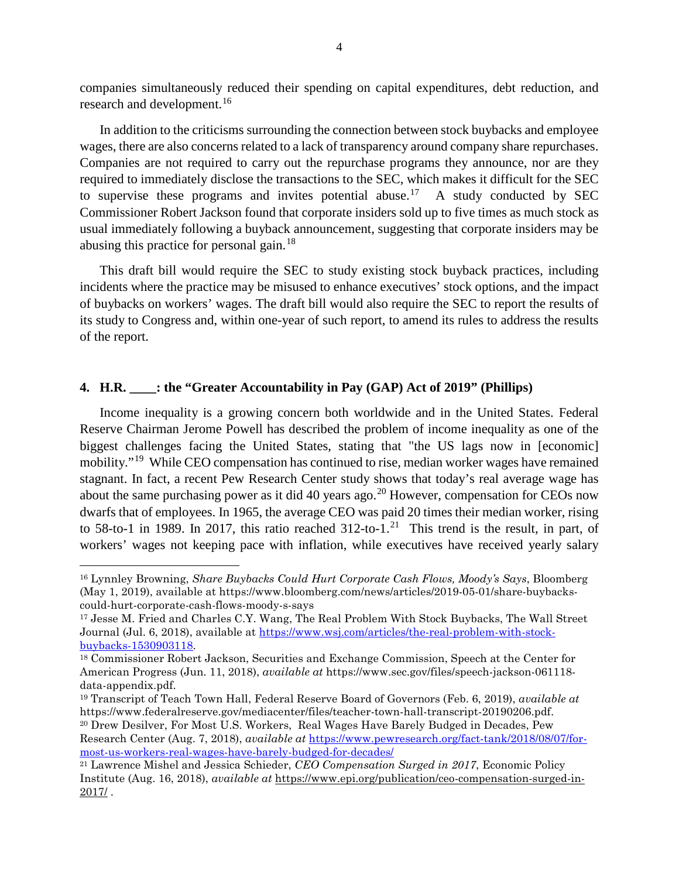companies simultaneously reduced their spending on capital expenditures, debt reduction, and research and development.[16]

In addition to the criticisms surrounding the connection between stock buybacks and employee wages, there are also concerns related to a lack of transparency around company share repurchases. Companies are not required to carry out the repurchase programs they announce, nor are they required to immediately disclose the transactions to the SEC, which makes it difficult for the SEC to supervise these programs and invites potential abuse.[17] A study conducted by SEC Commissioner Robert Jackson found that corporate insiders sold up to five times as much stock as usual immediately following a buyback announcement, suggesting that corporate insiders may be abusing this practice for personal gain.[18]

This draft bill would require the SEC to study existing stock buyback practices, including incidents where the practice may be misused to enhance executives' stock options, and the impact of buybacks on workers' wages. The draft bill would also require the SEC to report the results of its study to Congress and, within one-year of such report, to amend its rules to address the results of the report.

### 4. H.R. \_\_\_\_: the "Greater Accountability in Pay (GAP) Act of 2019" (Phillips)

Income inequality is a growing concern both worldwide and in the United States. Federal Reserve Chairman Jerome Powell has described the problem of income inequality as one of the biggest challenges facing the United States, stating that "the US lags now in [economic] mobility."[19] While CEO compensation has continued to rise, median worker wages have remained stagnant. In fact, a recent Pew Research Center study shows that today's real average wage has about the same purchasing power as it did 40 years ago.[20] However, compensation for CEOs now dwarfs that of employees. In 1965, the average CEO was paid 20 times their median worker, rising to 58-to-1 in 1989. In 2017, this ratio reached 312-to-1.[21] This trend is the result, in part, of workers' wages not keeping pace with inflation, while executives have received yearly salary

---

[16] Lynnley Browning, *Share Buybacks Could Hurt Corporate Cash Flows, Moody's Says*, Bloomberg (May 1, 2019), available at https://www.bloomberg.com/news/articles/2019-05-01/share-buybacks-could-hurt-corporate-cash-flows-moody-s-says

[17] Jesse M. Fried and Charles C.Y. Wang, The Real Problem With Stock Buybacks, The Wall Street Journal (Jul. 6, 2018), available at https://www.wsj.com/articles/the-real-problem-with-stock-buybacks-1530903118.

[18] Commissioner Robert Jackson, Securities and Exchange Commission, Speech at the Center for American Progress (Jun. 11, 2018), *available at* https://www.sec.gov/files/speech-jackson-061118-data-appendix.pdf.

[19] Transcript of Teach Town Hall, Federal Reserve Board of Governors (Feb. 6, 2019), *available at* https://www.federalreserve.gov/mediacenter/files/teacher-town-hall-transcript-20190206.pdf.

[20] Drew Desilver, For Most U.S. Workers, Real Wages Have Barely Budged in Decades, Pew Research Center (Aug. 7, 2018), *available at* https://www.pewresearch.org/fact-tank/2018/08/07/for-most-us-workers-real-wages-have-barely-budged-for-decades/

[21] Lawrence Mishel and Jessica Schieder, *CEO Compensation Surged in 2017*, Economic Policy Institute (Aug. 16, 2018), *available at* https://www.epi.org/publication/ceo-compensation-surged-in-2017/ .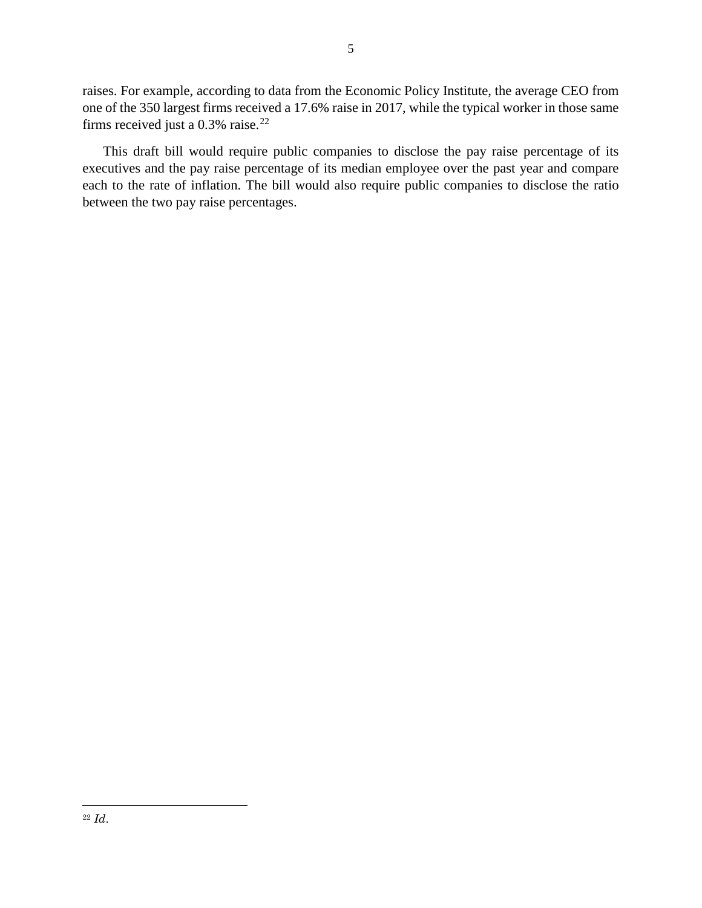raises. For example, according to data from the Economic Policy Institute, the average CEO from one of the 350 largest firms received a 17.6% raise in 2017, while the typical worker in those same firms received just a 0.3% raise.[22]

This draft bill would require public companies to disclose the pay raise percentage of its executives and the pay raise percentage of its median employee over the past year and compare each to the rate of inflation. The bill would also require public companies to disclose the ratio between the two pay raise percentages.

---

[22] *Id.*